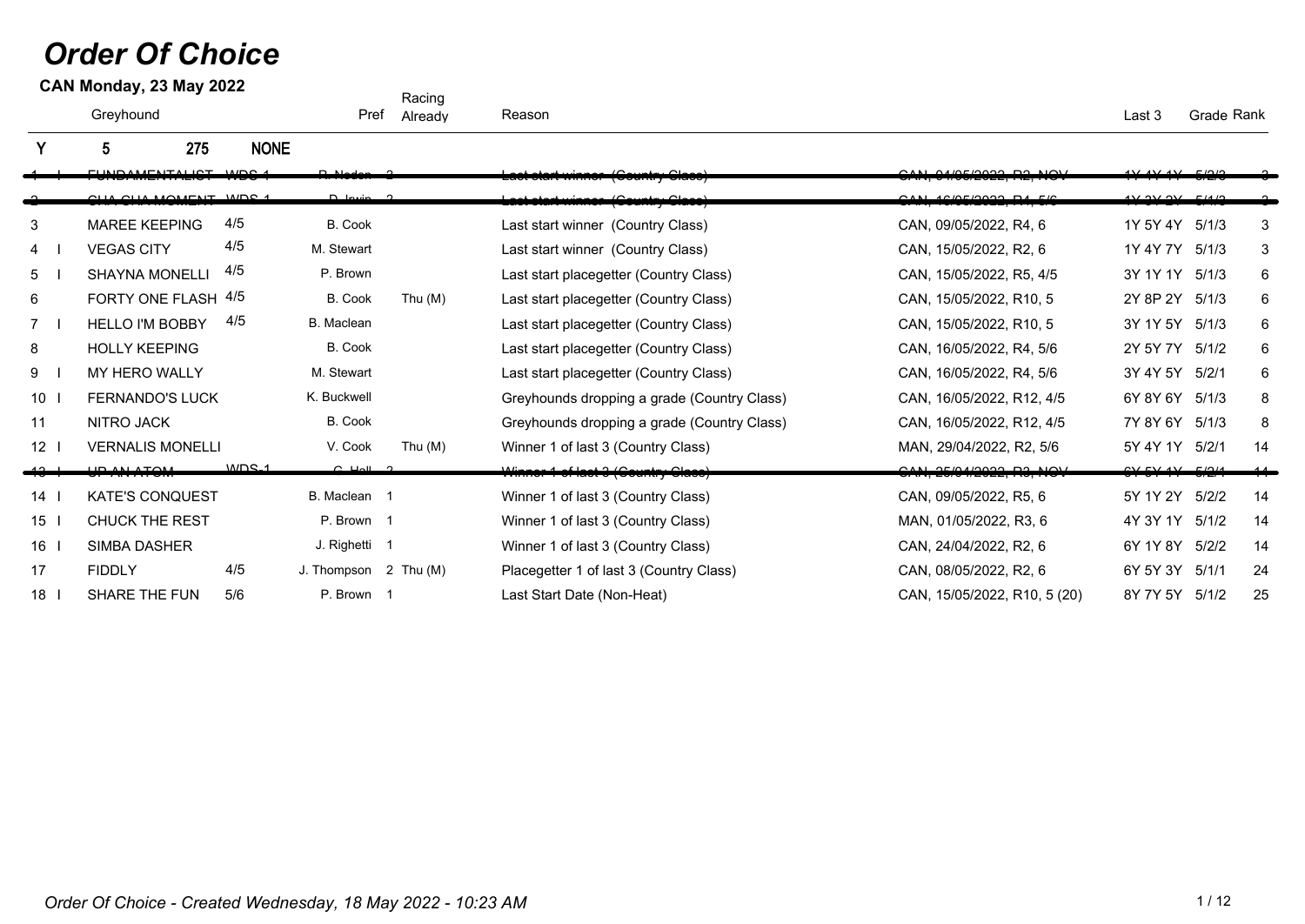# Order Of Choice

**CAN Monday, 23 May 2022**

| | | Greyhound | Pref | | Racing Already | Reason | | Last 3 | Grade | Rank |
|---|---|---|---|---|---|---|---|---|---|---|
| **Y** | | **5 275 NONE** | | | | | | | | |
| ~~1~~ | ~~I~~ | ~~FUNDAMENTALIST~~ | ~~WDS-1~~ | ~~R. Noden~~ | ~~2~~ | ~~Last start winner (Country Class)~~ | ~~CAN, 04/05/2022, R2, NOV~~ | ~~1Y 4Y 1Y~~ | ~~5/2/3~~ | ~~3~~ |
| ~~2~~ | | ~~CHA CHA MOMENT~~ | ~~WDS-1~~ | ~~D. Irwin~~ | ~~2~~ | ~~Last start winner (Country Class)~~ | ~~CAN, 16/05/2022, R4, 5/6~~ | ~~1Y 3Y 2Y~~ | ~~5/1/3~~ | ~~3~~ |
| 3 | | MAREE KEEPING | 4/5 | B. Cook | | Last start winner (Country Class) | CAN, 09/05/2022, R4, 6 | 1Y 5Y 4Y | 5/1/3 | 3 |
| 4 | I | VEGAS CITY | 4/5 | M. Stewart | | Last start winner (Country Class) | CAN, 15/05/2022, R2, 6 | 1Y 4Y 7Y | 5/1/3 | 3 |
| 5 | I | SHAYNA MONELLI | 4/5 | P. Brown | | Last start placegetter (Country Class) | CAN, 15/05/2022, R5, 4/5 | 3Y 1Y 1Y | 5/1/3 | 6 |
| 6 | | FORTY ONE FLASH | 4/5 | B. Cook | Thu (M) | Last start placegetter (Country Class) | CAN, 15/05/2022, R10, 5 | 2Y 8P 2Y | 5/1/3 | 6 |
| 7 | I | HELLO I'M BOBBY | 4/5 | B. Maclean | | Last start placegetter (Country Class) | CAN, 15/05/2022, R10, 5 | 3Y 1Y 5Y | 5/1/3 | 6 |
| 8 | | HOLLY KEEPING | | B. Cook | | Last start placegetter (Country Class) | CAN, 16/05/2022, R4, 5/6 | 2Y 5Y 7Y | 5/1/2 | 6 |
| 9 | I | MY HERO WALLY | | M. Stewart | | Last start placegetter (Country Class) | CAN, 16/05/2022, R4, 5/6 | 3Y 4Y 5Y | 5/2/1 | 6 |
| 10 | I | FERNANDO'S LUCK | | K. Buckwell | | Greyhounds dropping a grade (Country Class) | CAN, 16/05/2022, R12, 4/5 | 6Y 8Y 6Y | 5/1/3 | 8 |
| 11 | | NITRO JACK | | B. Cook | | Greyhounds dropping a grade (Country Class) | CAN, 16/05/2022, R12, 4/5 | 7Y 8Y 6Y | 5/1/3 | 8 |
| 12 | I | VERNALIS MONELLI | | V. Cook | Thu (M) | Winner 1 of last 3 (Country Class) | MAN, 29/04/2022, R2, 5/6 | 5Y 4Y 1Y | 5/2/1 | 14 |
| ~~13~~ | ~~I~~ | ~~UP AN ATOM~~ | ~~WDS-1~~ | ~~C. Hall~~ | ~~2~~ | ~~Winner 1 of last 3 (Country Class)~~ | ~~CAN, 25/04/2022, R3, NOV~~ | ~~6Y 5Y 1Y~~ | ~~5/2/1~~ | ~~14~~ |
| 14 | I | KATE'S CONQUEST | | B. Maclean | 1 | Winner 1 of last 3 (Country Class) | CAN, 09/05/2022, R5, 6 | 5Y 1Y 2Y | 5/2/2 | 14 |
| 15 | I | CHUCK THE REST | | P. Brown | 1 | Winner 1 of last 3 (Country Class) | MAN, 01/05/2022, R3, 6 | 4Y 3Y 1Y | 5/1/2 | 14 |
| 16 | I | SIMBA DASHER | | J. Righetti | 1 | Winner 1 of last 3 (Country Class) | CAN, 24/04/2022, R2, 6 | 6Y 1Y 8Y | 5/2/2 | 14 |
| 17 | | FIDDLY | 4/5 | J. Thompson | 2 Thu (M) | Placegetter 1 of last 3 (Country Class) | CAN, 08/05/2022, R2, 6 | 6Y 5Y 3Y | 5/1/1 | 24 |
| 18 | I | SHARE THE FUN | 5/6 | P. Brown | 1 | Last Start Date (Non-Heat) | CAN, 15/05/2022, R10, 5 (20) | 8Y 7Y 5Y | 5/1/2 | 25 |

*Order Of Choice - Created Wednesday, 18 May 2022 - 10:23 AM*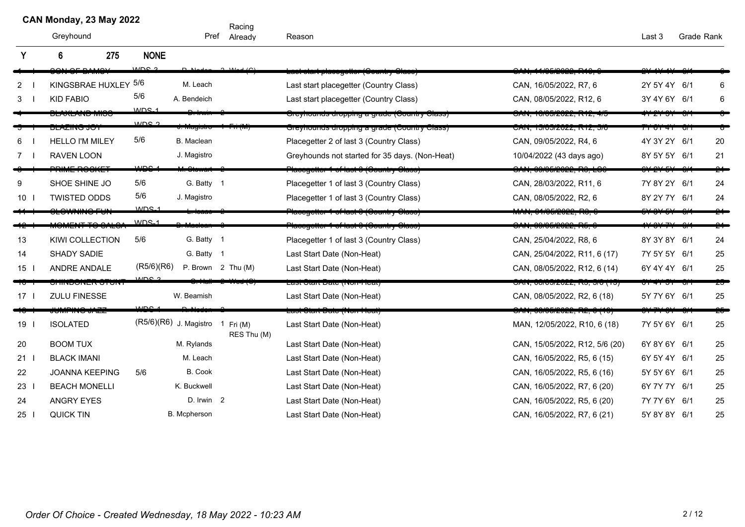## CAN Monday, 23 May 2022

| | | Greyhound | | Pref | Racing Already | Reason | | Last 3 | Grade | Rank |
|---|---|---|---|---|---|---|---|---|---|---|
| **Y** | | **6** | **275** | **NONE** | | | | | | |
| ~~1~~ | ~~I~~ | ~~SON OF BAMSY~~ | ~~WDS-3~~ | ~~P. Nodon~~ | ~~2 Wed (C)~~ | ~~Last start placegetter (Country Class)~~ | ~~CAN, 11/05/2022, R10, 6~~ | ~~2Y 1Y 4Y~~ | ~~6/1~~ | ~~6~~ |
| 2 | I | KINGSBRAE HUXLEY | 5/6 | M. Leach | | Last start placegetter (Country Class) | CAN, 16/05/2022, R7, 6 | 2Y 5Y 4Y | 6/1 | 6 |
| 3 | I | KID FABIO | 5/6 | A. Bendeich | | Last start placegetter (Country Class) | CAN, 08/05/2022, R12, 6 | 3Y 4Y 6Y | 6/1 | 6 |
| ~~4~~ | | ~~BLAXLAND MISS~~ | ~~WDS-1~~ | ~~D. Irwin~~ | ~~2~~ | ~~Greyhounds dropping a grade (Country Class)~~ | ~~CAN, 10/05/2022, R12, 4/5~~ | ~~4Y 2Y 3Y~~ | ~~6/1~~ | ~~8~~ |
| ~~5~~ | ~~I~~ | ~~BLAZING JOY~~ | ~~WDS-2~~ | ~~J. Magistro~~ | ~~1 Fri (M)~~ | ~~Greyhounds dropping a grade (Country Class)~~ | ~~CAN, 13/05/2022, R12, 5/6~~ | ~~7Y 6Y 4Y~~ | ~~6/1~~ | ~~8~~ |
| 6 | I | HELLO I'M MILEY | 5/6 | B. Maclean | | Placegetter 2 of last 3 (Country Class) | CAN, 09/05/2022, R4, 6 | 4Y 3Y 2Y | 6/1 | 20 |
| 7 | I | RAVEN LOON | | J. Magistro | | Greyhounds not started for 35 days. (Non-Heat) | 10/04/2022 (43 days ago) | 8Y 5Y 5Y | 6/1 | 21 |
| ~~8~~ | ~~I~~ | ~~PRIME ROCKET~~ | ~~WDS-1~~ | ~~M. Stewart~~ | ~~2~~ | ~~Placegetter 1 of last 3 (Country Class)~~ | ~~CAN, 09/05/2022, R8, LG6~~ | ~~6Y 2Y 5Y~~ | ~~6/1~~ | ~~24~~ |
| 9 | | SHOE SHINE JO | 5/6 | G. Batty | 1 | Placegetter 1 of last 3 (Country Class) | CAN, 28/03/2022, R11, 6 | 7Y 8Y 2Y | 6/1 | 24 |
| 10 | I | TWISTED ODDS | 5/6 | J. Magistro | | Placegetter 1 of last 3 (Country Class) | CAN, 08/05/2022, R2, 6 | 8Y 2Y 7Y | 6/1 | 24 |
| ~~11~~ | ~~I~~ | ~~CLOWNING FUN~~ | ~~WDS-1~~ | ~~L. Isaac~~ | ~~2~~ | ~~Placegetter 1 of last 3 (Country Class)~~ | ~~MAN, 04/05/2022, R6, 6~~ | ~~5Y 8Y 5Y~~ | ~~6/1~~ | ~~24~~ |
| ~~12~~ | ~~I~~ | ~~MOMENT TO SALSA~~ | ~~WDS-1~~ | ~~B. Maclean~~ | ~~3~~ | ~~Placegetter 1 of last 3 (Country Class)~~ | ~~CAN, 09/05/2022, R5, 6~~ | ~~4Y 3Y 7Y~~ | ~~6/1~~ | ~~24~~ |
| 13 | | KIWI COLLECTION | 5/6 | G. Batty | 1 | Placegetter 1 of last 3 (Country Class) | CAN, 25/04/2022, R8, 6 | 8Y 3Y 8Y | 6/1 | 24 |
| 14 | | SHADY SADIE | | G. Batty | 1 | Last Start Date (Non-Heat) | CAN, 25/04/2022, R11, 6 (17) | 7Y 5Y 5Y | 6/1 | 25 |
| 15 | I | ANDRE ANDALE | (R5/6)(R6) | P. Brown | 2 Thu (M) | Last Start Date (Non-Heat) | CAN, 08/05/2022, R12, 6 (14) | 6Y 4Y 4Y | 6/1 | 25 |
| ~~16~~ | ~~I~~ | ~~CHINDONER STUNT~~ | ~~WDS-3~~ | ~~C. Hall~~ | ~~2 Wed (C)~~ | ~~Last Start Date (Non-Heat)~~ | ~~CAN, 08/05/2022, R3, 5/6 (15)~~ | ~~6Y 4Y 3Y~~ | ~~6/1~~ | ~~25~~ |
| 17 | I | ZULU FINESSE | | W. Beamish | | Last Start Date (Non-Heat) | CAN, 08/05/2022, R2, 6 (18) | 5Y 7Y 6Y | 6/1 | 25 |
| ~~18~~ | ~~I~~ | ~~JUMPING JAZZ~~ | ~~WDS-1~~ | ~~P. Nodon~~ | ~~2~~ | ~~Last Start Date (Non-Heat)~~ | ~~CAN, 08/05/2022, R2, 6 (18)~~ | ~~6Y 7Y 8Y~~ | ~~6/1~~ | ~~25~~ |
| 19 | I | ISOLATED | (R5/6)(R6) | J. Magistro | 1 Fri (M) RES Thu (M) | Last Start Date (Non-Heat) | MAN, 12/05/2022, R10, 6 (18) | 7Y 5Y 6Y | 6/1 | 25 |
| 20 | | BOOM TUX | | M. Rylands | | Last Start Date (Non-Heat) | CAN, 15/05/2022, R12, 5/6 (20) | 6Y 8Y 6Y | 6/1 | 25 |
| 21 | I | BLACK IMANI | | M. Leach | | Last Start Date (Non-Heat) | CAN, 16/05/2022, R5, 6 (15) | 6Y 5Y 4Y | 6/1 | 25 |
| 22 | | JOANNA KEEPING | 5/6 | B. Cook | | Last Start Date (Non-Heat) | CAN, 16/05/2022, R5, 6 (16) | 5Y 5Y 6Y | 6/1 | 25 |
| 23 | I | BEACH MONELLI | | K. Buckwell | | Last Start Date (Non-Heat) | CAN, 16/05/2022, R7, 6 (20) | 6Y 7Y 7Y | 6/1 | 25 |
| 24 | | ANGRY EYES | | D. Irwin | 2 | Last Start Date (Non-Heat) | CAN, 16/05/2022, R5, 6 (20) | 7Y 7Y 6Y | 6/1 | 25 |
| 25 | I | QUICK TIN | | B. Mcpherson | | Last Start Date (Non-Heat) | CAN, 16/05/2022, R7, 6 (21) | 5Y 8Y 8Y | 6/1 | 25 |

*Order Of Choice - Created Wednesday, 18 May 2022 - 10:23 AM*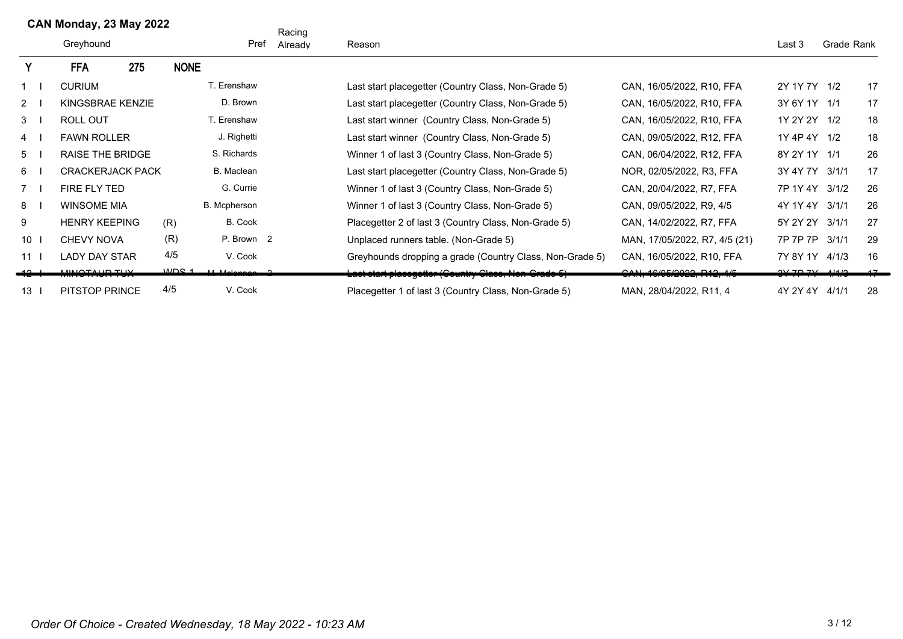**CAN Monday, 23 May 2022**

| | Greyhound | | Pref | Racing Already | Reason | | Last 3 | Grade | Rank |
|---|---|---|---|---|---|---|---|---|---|
| **Y** | **FFA 275** | **NONE** | | | | | | | |
| 1 I | CURIUM | | T. Erenshaw | | Last start placegetter (Country Class, Non-Grade 5) | CAN, 16/05/2022, R10, FFA | 2Y 1Y 7Y | 1/2 | 17 |
| 2 I | KINGSBRAE KENZIE | | D. Brown | | Last start placegetter (Country Class, Non-Grade 5) | CAN, 16/05/2022, R10, FFA | 3Y 6Y 1Y | 1/1 | 17 |
| 3 I | ROLL OUT | | T. Erenshaw | | Last start winner (Country Class, Non-Grade 5) | CAN, 16/05/2022, R10, FFA | 1Y 2Y 2Y | 1/2 | 18 |
| 4 I | FAWN ROLLER | | J. Righetti | | Last start winner (Country Class, Non-Grade 5) | CAN, 09/05/2022, R12, FFA | 1Y 4P 4Y | 1/2 | 18 |
| 5 I | RAISE THE BRIDGE | | S. Richards | | Winner 1 of last 3 (Country Class, Non-Grade 5) | CAN, 06/04/2022, R12, FFA | 8Y 2Y 1Y | 1/1 | 26 |
| 6 I | CRACKERJACK PACK | | B. Maclean | | Last start placegetter (Country Class, Non-Grade 5) | NOR, 02/05/2022, R3, FFA | 3Y 4Y 7Y | 3/1/1 | 17 |
| 7 I | FIRE FLY TED | | G. Currie | | Winner 1 of last 3 (Country Class, Non-Grade 5) | CAN, 20/04/2022, R7, FFA | 7P 1Y 4Y | 3/1/2 | 26 |
| 8 I | WINSOME MIA | | B. Mcpherson | | Winner 1 of last 3 (Country Class, Non-Grade 5) | CAN, 09/05/2022, R9, 4/5 | 4Y 1Y 4Y | 3/1/1 | 26 |
| 9 | HENRY KEEPING | (R) | B. Cook | | Placegetter 2 of last 3 (Country Class, Non-Grade 5) | CAN, 14/02/2022, R7, FFA | 5Y 2Y 2Y | 3/1/1 | 27 |
| 10 I | CHEVY NOVA | (R) | P. Brown | 2 | Unplaced runners table. (Non-Grade 5) | MAN, 17/05/2022, R7, 4/5 (21) | 7P 7P 7P | 3/1/1 | 29 |
| 11 I | LADY DAY STAR | 4/5 | V. Cook | | Greyhounds dropping a grade (Country Class, Non-Grade 5) | CAN, 16/05/2022, R10, FFA | 7Y 8Y 1Y | 4/1/3 | 16 |
| ~~12 I~~ | ~~MINOTAUR TUX~~ | ~~WDS 1~~ | ~~M. Melennan~~ | ~~2~~ | ~~Last start placegetter (Country Class, Non-Grade 5)~~ | ~~CAN, 16/05/2022, R12, 4/5~~ | ~~3Y 7P 7Y~~ | ~~4/1/3~~ | ~~17~~ |
| 13 I | PITSTOP PRINCE | 4/5 | V. Cook | | Placegetter 1 of last 3 (Country Class, Non-Grade 5) | MAN, 28/04/2022, R11, 4 | 4Y 2Y 4Y | 4/1/1 | 28 |

*Order Of Choice - Created Wednesday, 18 May 2022 - 10:23 AM*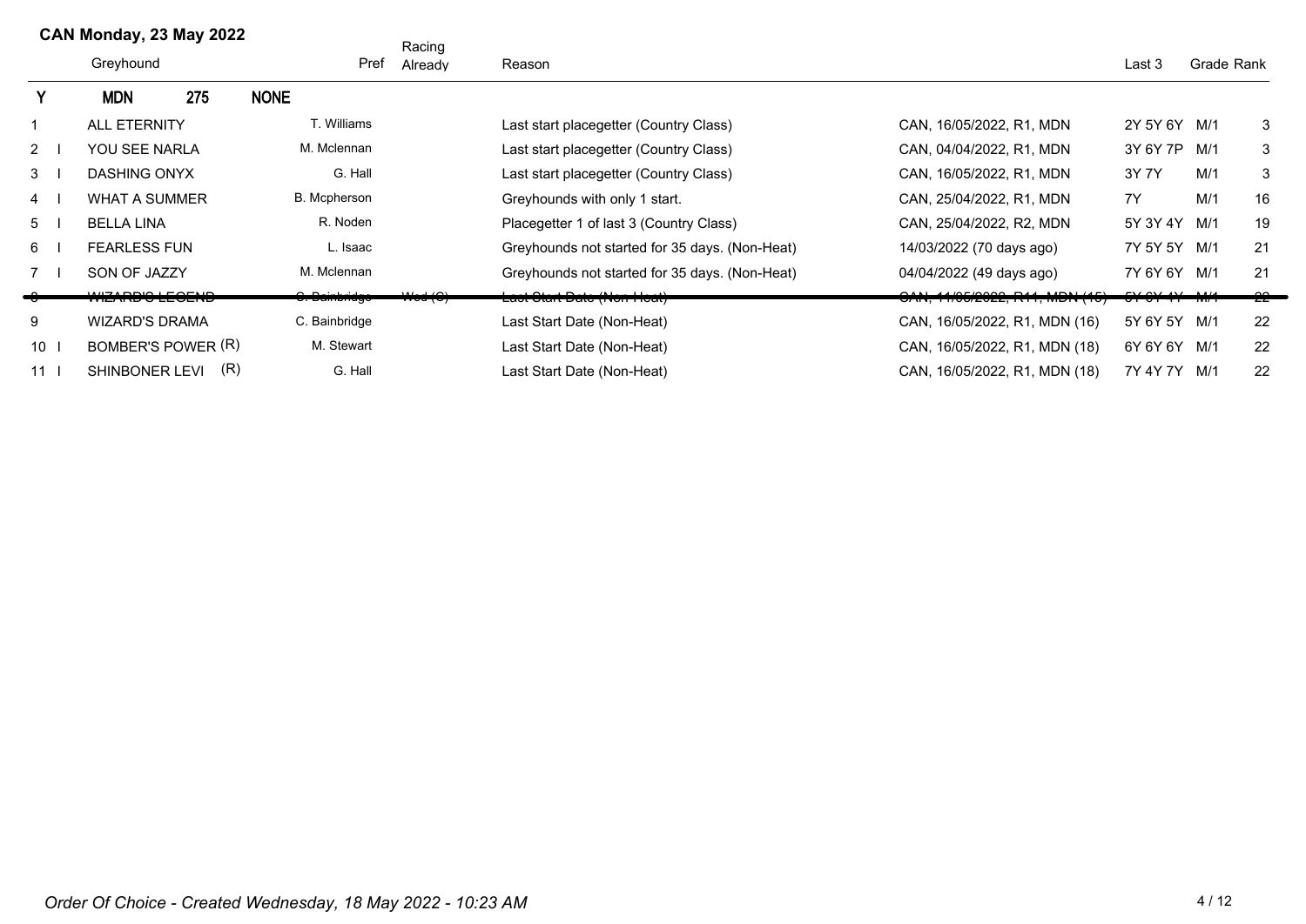## CAN Monday, 23 May 2022

| | | Greyhound | Pref | Racing Already | Reason | | Last 3 | Grade | Rank |
|---|---|---|---|---|---|---|---|---|---|
| **Y** | | **MDN 275** | **NONE** | | | | | | |
| 1 | | ALL ETERNITY | T. Williams | | Last start placegetter (Country Class) | CAN, 16/05/2022, R1, MDN | 2Y 5Y 6Y | M/1 | 3 |
| 2 | I | YOU SEE NARLA | M. Mclennan | | Last start placegetter (Country Class) | CAN, 04/04/2022, R1, MDN | 3Y 6Y 7P | M/1 | 3 |
| 3 | I | DASHING ONYX | G. Hall | | Last start placegetter (Country Class) | CAN, 16/05/2022, R1, MDN | 3Y 7Y | M/1 | 3 |
| 4 | I | WHAT A SUMMER | B. Mcpherson | | Greyhounds with only 1 start. | CAN, 25/04/2022, R1, MDN | 7Y | M/1 | 16 |
| 5 | I | BELLA LINA | R. Noden | | Placegetter 1 of last 3 (Country Class) | CAN, 25/04/2022, R2, MDN | 5Y 3Y 4Y | M/1 | 19 |
| 6 | I | FEARLESS FUN | L. Isaac | | Greyhounds not started for 35 days. (Non-Heat) | 14/03/2022 (70 days ago) | 7Y 5Y 5Y | M/1 | 21 |
| 7 | I | SON OF JAZZY | M. Mclennan | | Greyhounds not started for 35 days. (Non-Heat) | 04/04/2022 (49 days ago) | 7Y 6Y 6Y | M/1 | 21 |
| ~~8~~ | | ~~WIZARD'S LEGEND~~ | ~~C. Bainbridge~~ | ~~Wed (C)~~ | ~~Last Start Date (Non-Heat)~~ | ~~CAN, 11/05/2022, R11, MDN (15)~~ | ~~5Y 6Y 4Y~~ | ~~M/1~~ | ~~22~~ |
| 9 | | WIZARD'S DRAMA | C. Bainbridge | | Last Start Date (Non-Heat) | CAN, 16/05/2022, R1, MDN (16) | 5Y 6Y 5Y | M/1 | 22 |
| 10 | I | BOMBER'S POWER (R) | M. Stewart | | Last Start Date (Non-Heat) | CAN, 16/05/2022, R1, MDN (18) | 6Y 6Y 6Y | M/1 | 22 |
| 11 | I | SHINBONER LEVI (R) | G. Hall | | Last Start Date (Non-Heat) | CAN, 16/05/2022, R1, MDN (18) | 7Y 4Y 7Y | M/1 | 22 |

*Order Of Choice - Created Wednesday, 18 May 2022 - 10:23 AM*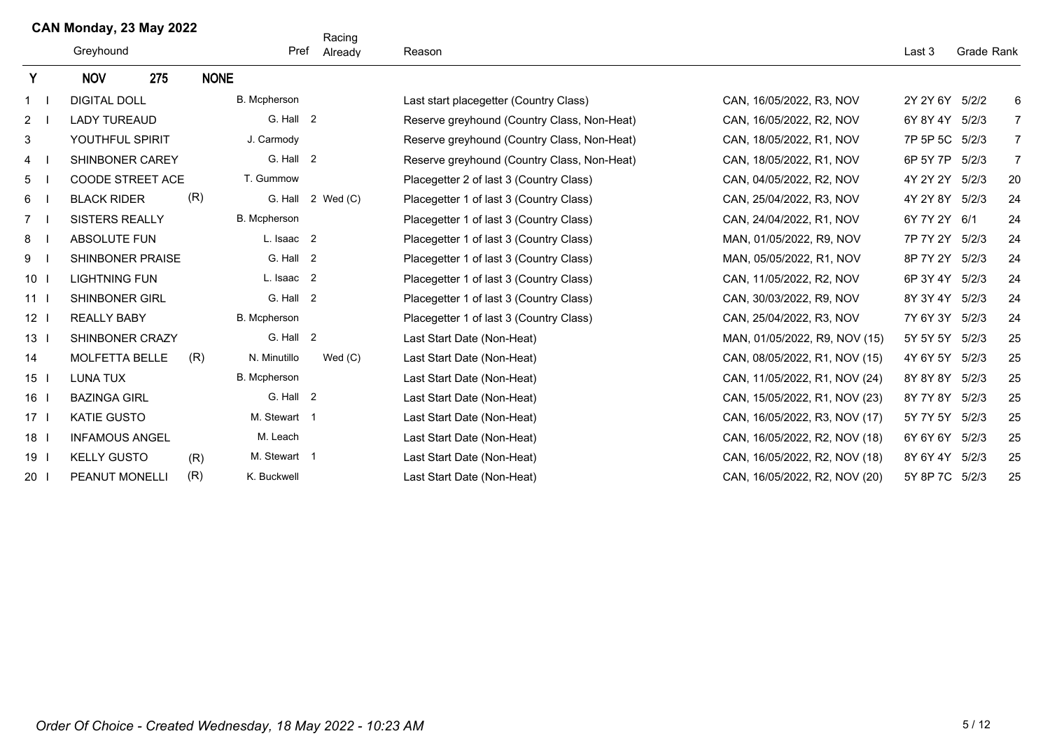## CAN Monday, 23 May 2022

| | | Greyhound | | Pref | Racing Already | Reason | | Last 3 | Grade | Rank |
|---|---|---|---|---|---|---|---|---|---|---|
| **Y** | | **NOV** | **275** | **NONE** | | | | | | |
| 1 | I | DIGITAL DOLL | | B. Mcpherson | | Last start placegetter (Country Class) | CAN, 16/05/2022, R3, NOV | 2Y 2Y 6Y | 5/2/2 | 6 |
| 2 | I | LADY TUREAUD | | G. Hall | 2 | Reserve greyhound (Country Class, Non-Heat) | CAN, 16/05/2022, R2, NOV | 6Y 8Y 4Y | 5/2/3 | 7 |
| 3 | | YOUTHFUL SPIRIT | | J. Carmody | | Reserve greyhound (Country Class, Non-Heat) | CAN, 18/05/2022, R1, NOV | 7P 5P 5C | 5/2/3 | 7 |
| 4 | I | SHINBONER CAREY | | G. Hall | 2 | Reserve greyhound (Country Class, Non-Heat) | CAN, 18/05/2022, R1, NOV | 6P 5Y 7P | 5/2/3 | 7 |
| 5 | I | COODE STREET ACE | | T. Gummow | | Placegetter 2 of last 3 (Country Class) | CAN, 04/05/2022, R2, NOV | 4Y 2Y 2Y | 5/2/3 | 20 |
| 6 | I | BLACK RIDER | (R) | G. Hall | 2 Wed (C) | Placegetter 1 of last 3 (Country Class) | CAN, 25/04/2022, R3, NOV | 4Y 2Y 8Y | 5/2/3 | 24 |
| 7 | I | SISTERS REALLY | | B. Mcpherson | | Placegetter 1 of last 3 (Country Class) | CAN, 24/04/2022, R1, NOV | 6Y 7Y 2Y | 6/1 | 24 |
| 8 | I | ABSOLUTE FUN | | L. Isaac | 2 | Placegetter 1 of last 3 (Country Class) | MAN, 01/05/2022, R9, NOV | 7P 7Y 2Y | 5/2/3 | 24 |
| 9 | I | SHINBONER PRAISE | | G. Hall | 2 | Placegetter 1 of last 3 (Country Class) | MAN, 05/05/2022, R1, NOV | 8P 7Y 2Y | 5/2/3 | 24 |
| 10 | I | LIGHTNING FUN | | L. Isaac | 2 | Placegetter 1 of last 3 (Country Class) | CAN, 11/05/2022, R2, NOV | 6P 3Y 4Y | 5/2/3 | 24 |
| 11 | I | SHINBONER GIRL | | G. Hall | 2 | Placegetter 1 of last 3 (Country Class) | CAN, 30/03/2022, R9, NOV | 8Y 3Y 4Y | 5/2/3 | 24 |
| 12 | I | REALLY BABY | | B. Mcpherson | | Placegetter 1 of last 3 (Country Class) | CAN, 25/04/2022, R3, NOV | 7Y 6Y 3Y | 5/2/3 | 24 |
| 13 | I | SHINBONER CRAZY | | G. Hall | 2 | Last Start Date (Non-Heat) | MAN, 01/05/2022, R9, NOV (15) | 5Y 5Y 5Y | 5/2/3 | 25 |
| 14 | | MOLFETTA BELLE | (R) | N. Minutillo | Wed (C) | Last Start Date (Non-Heat) | CAN, 08/05/2022, R1, NOV (15) | 4Y 6Y 5Y | 5/2/3 | 25 |
| 15 | I | LUNA TUX | | B. Mcpherson | | Last Start Date (Non-Heat) | CAN, 11/05/2022, R1, NOV (24) | 8Y 8Y 8Y | 5/2/3 | 25 |
| 16 | I | BAZINGA GIRL | | G. Hall | 2 | Last Start Date (Non-Heat) | CAN, 15/05/2022, R1, NOV (23) | 8Y 7Y 8Y | 5/2/3 | 25 |
| 17 | I | KATIE GUSTO | | M. Stewart | 1 | Last Start Date (Non-Heat) | CAN, 16/05/2022, R3, NOV (17) | 5Y 7Y 5Y | 5/2/3 | 25 |
| 18 | I | INFAMOUS ANGEL | | M. Leach | | Last Start Date (Non-Heat) | CAN, 16/05/2022, R2, NOV (18) | 6Y 6Y 6Y | 5/2/3 | 25 |
| 19 | I | KELLY GUSTO | (R) | M. Stewart | 1 | Last Start Date (Non-Heat) | CAN, 16/05/2022, R2, NOV (18) | 8Y 6Y 4Y | 5/2/3 | 25 |
| 20 | I | PEANUT MONELLI | (R) | K. Buckwell | | Last Start Date (Non-Heat) | CAN, 16/05/2022, R2, NOV (20) | 5Y 8P 7C | 5/2/3 | 25 |

*Order Of Choice - Created Wednesday, 18 May 2022 - 10:23 AM*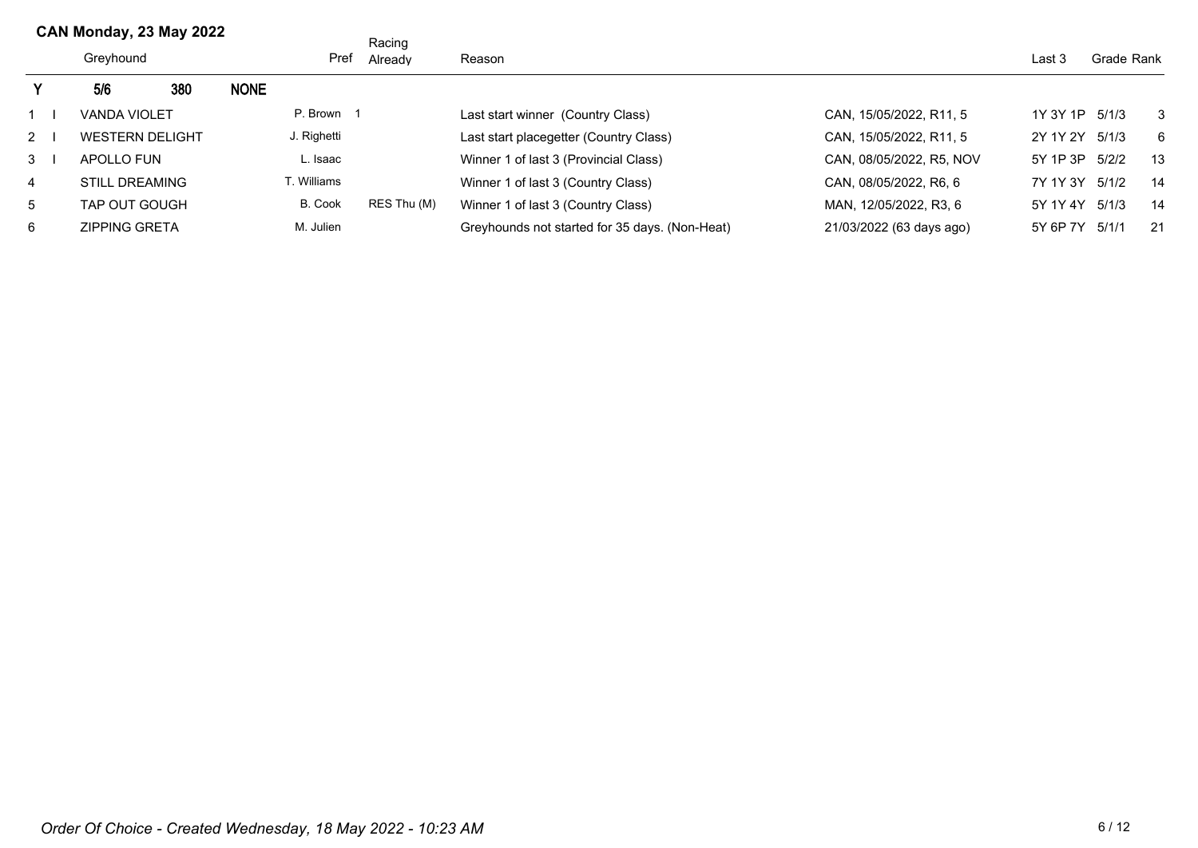## CAN Monday, 23 May 2022

| | | Greyhound | Pref | Racing Already | Reason | | Last 3 | Grade | Rank |
|---|---|---|---|---|---|---|---|---|---|
| **Y** | | **5/6 380 NONE** | | | | | | | |
| 1 | I | VANDA VIOLET | P. Brown 1 | | Last start winner (Country Class) | CAN, 15/05/2022, R11, 5 | 1Y 3Y 1P | 5/1/3 | 3 |
| 2 | I | WESTERN DELIGHT | J. Righetti | | Last start placegetter (Country Class) | CAN, 15/05/2022, R11, 5 | 2Y 1Y 2Y | 5/1/3 | 6 |
| 3 | I | APOLLO FUN | L. Isaac | | Winner 1 of last 3 (Provincial Class) | CAN, 08/05/2022, R5, NOV | 5Y 1P 3P | 5/2/2 | 13 |
| 4 | | STILL DREAMING | T. Williams | | Winner 1 of last 3 (Country Class) | CAN, 08/05/2022, R6, 6 | 7Y 1Y 3Y | 5/1/2 | 14 |
| 5 | | TAP OUT GOUGH | B. Cook | RES Thu (M) | Winner 1 of last 3 (Country Class) | MAN, 12/05/2022, R3, 6 | 5Y 1Y 4Y | 5/1/3 | 14 |
| 6 | | ZIPPING GRETA | M. Julien | | Greyhounds not started for 35 days. (Non-Heat) | 21/03/2022 (63 days ago) | 5Y 6P 7Y | 5/1/1 | 21 |

*Order Of Choice - Created Wednesday, 18 May 2022 - 10:23 AM*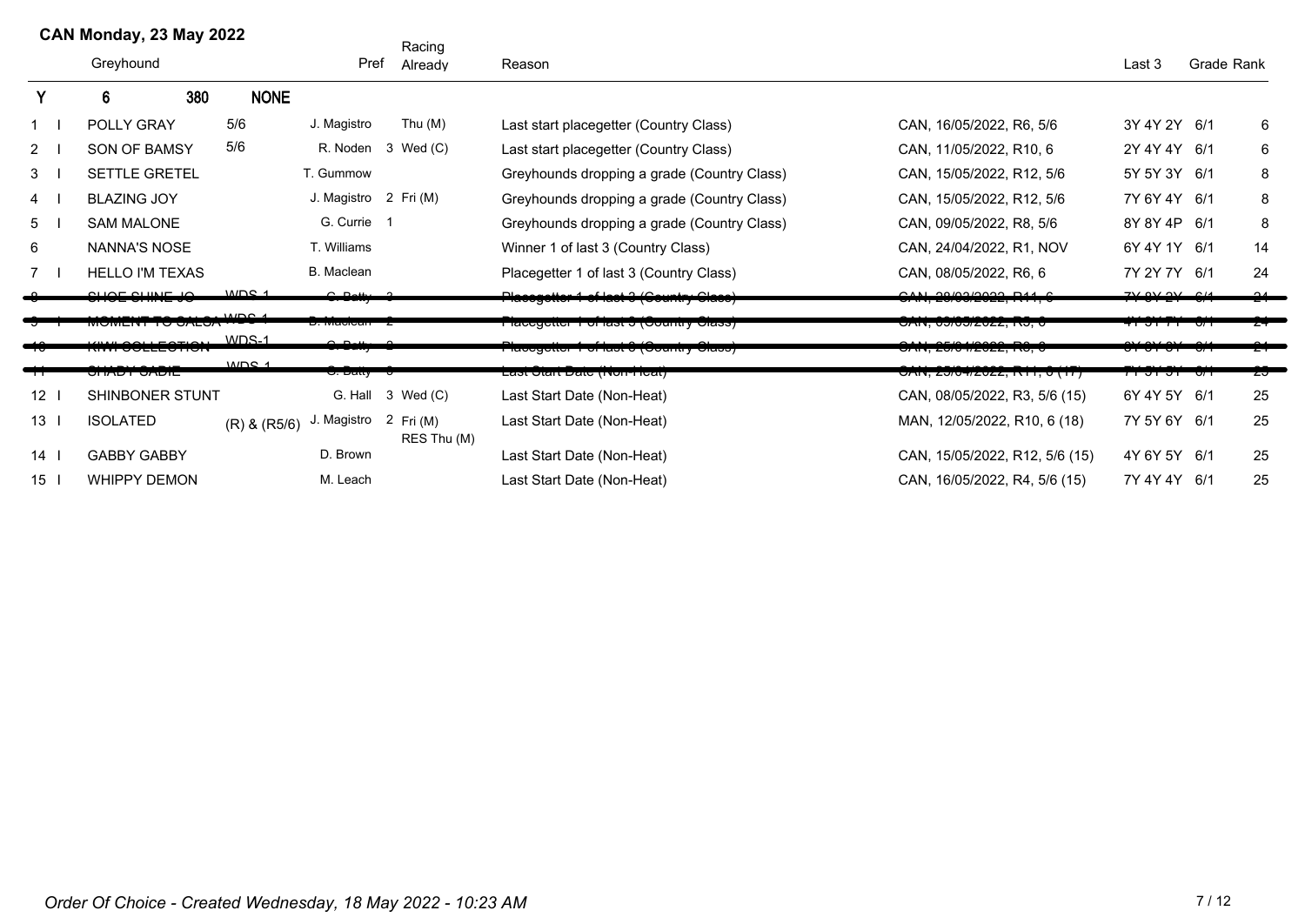## CAN Monday, 23 May 2022

| | | Greyhound | | Pref | | Racing Already | Reason | | Last 3 | Grade | Rank |
|---|---|---|---|---|---|---|---|---|---|---|---|
| Y | | 6 | 380 | NONE | | | | | | | |
| 1 | I | POLLY GRAY | 5/6 | J. Magistro | | Thu (M) | Last start placegetter (Country Class) | CAN, 16/05/2022, R6, 5/6 | 3Y 4Y 2Y | 6/1 | 6 |
| 2 | I | SON OF BAMSY | 5/6 | R. Noden | 3 | Wed (C) | Last start placegetter (Country Class) | CAN, 11/05/2022, R10, 6 | 2Y 4Y 4Y | 6/1 | 6 |
| 3 | I | SETTLE GRETEL | | T. Gummow | | | Greyhounds dropping a grade (Country Class) | CAN, 15/05/2022, R12, 5/6 | 5Y 5Y 3Y | 6/1 | 8 |
| 4 | I | BLAZING JOY | | J. Magistro | 2 | Fri (M) | Greyhounds dropping a grade (Country Class) | CAN, 15/05/2022, R12, 5/6 | 7Y 6Y 4Y | 6/1 | 8 |
| 5 | I | SAM MALONE | | G. Currie | 1 | | Greyhounds dropping a grade (Country Class) | CAN, 09/05/2022, R8, 5/6 | 8Y 8Y 4P | 6/1 | 8 |
| 6 | | NANNA'S NOSE | | T. Williams | | | Winner 1 of last 3 (Country Class) | CAN, 24/04/2022, R1, NOV | 6Y 4Y 1Y | 6/1 | 14 |
| 7 | I | HELLO I'M TEXAS | | B. Maclean | | | Placegetter 1 of last 3 (Country Class) | CAN, 08/05/2022, R6, 6 | 7Y 2Y 7Y | 6/1 | 24 |
| ~~8~~ | | ~~SHOE SHINE JO~~ | ~~WDS-1~~ | ~~G. Batty~~ | ~~3~~ | | ~~Placegetter 1 of last 3 (Country Class)~~ | ~~CAN, 28/03/2022, R11, 6~~ | ~~7Y 8Y 2Y~~ | ~~6/1~~ | ~~24~~ |
| ~~9~~ | ~~I~~ | ~~MOMENT TO SALSA~~ | ~~WDS-1~~ | ~~B. Maclean~~ | ~~2~~ | | ~~Placegetter 1 of last 3 (Country Class)~~ | ~~CAN, 09/05/2022, R5, 6~~ | ~~4Y 3Y 7Y~~ | ~~6/1~~ | ~~24~~ |
| ~~10~~ | | ~~KIWI COLLECTION~~ | ~~WDS-1~~ | ~~G. Batty~~ | ~~3~~ | | ~~Placegetter 1 of last 3 (Country Class)~~ | ~~CAN, 25/04/2022, R6, 6~~ | ~~6Y 8Y 3Y~~ | ~~6/1~~ | ~~24~~ |
| ~~11~~ | | ~~SHADY SADIE~~ | ~~WDS-1~~ | ~~G. Batty~~ | ~~3~~ | | ~~Last Start Date (Non-Heat)~~ | ~~CAN, 25/04/2022, R11, 6 (17)~~ | ~~7Y 5Y 3Y~~ | ~~6/1~~ | ~~25~~ |
| 12 | I | SHINBONER STUNT | | G. Hall | 3 | Wed (C) | Last Start Date (Non-Heat) | CAN, 08/05/2022, R3, 5/6 (15) | 6Y 4Y 5Y | 6/1 | 25 |
| 13 | I | ISOLATED | (R) & (R5/6) | J. Magistro | 2 | Fri (M) RES Thu (M) | Last Start Date (Non-Heat) | MAN, 12/05/2022, R10, 6 (18) | 7Y 5Y 6Y | 6/1 | 25 |
| 14 | I | GABBY GABBY | | D. Brown | | | Last Start Date (Non-Heat) | CAN, 15/05/2022, R12, 5/6 (15) | 4Y 6Y 5Y | 6/1 | 25 |
| 15 | I | WHIPPY DEMON | | M. Leach | | | Last Start Date (Non-Heat) | CAN, 16/05/2022, R4, 5/6 (15) | 7Y 4Y 4Y | 6/1 | 25 |

*Order Of Choice - Created Wednesday, 18 May 2022 - 10:23 AM*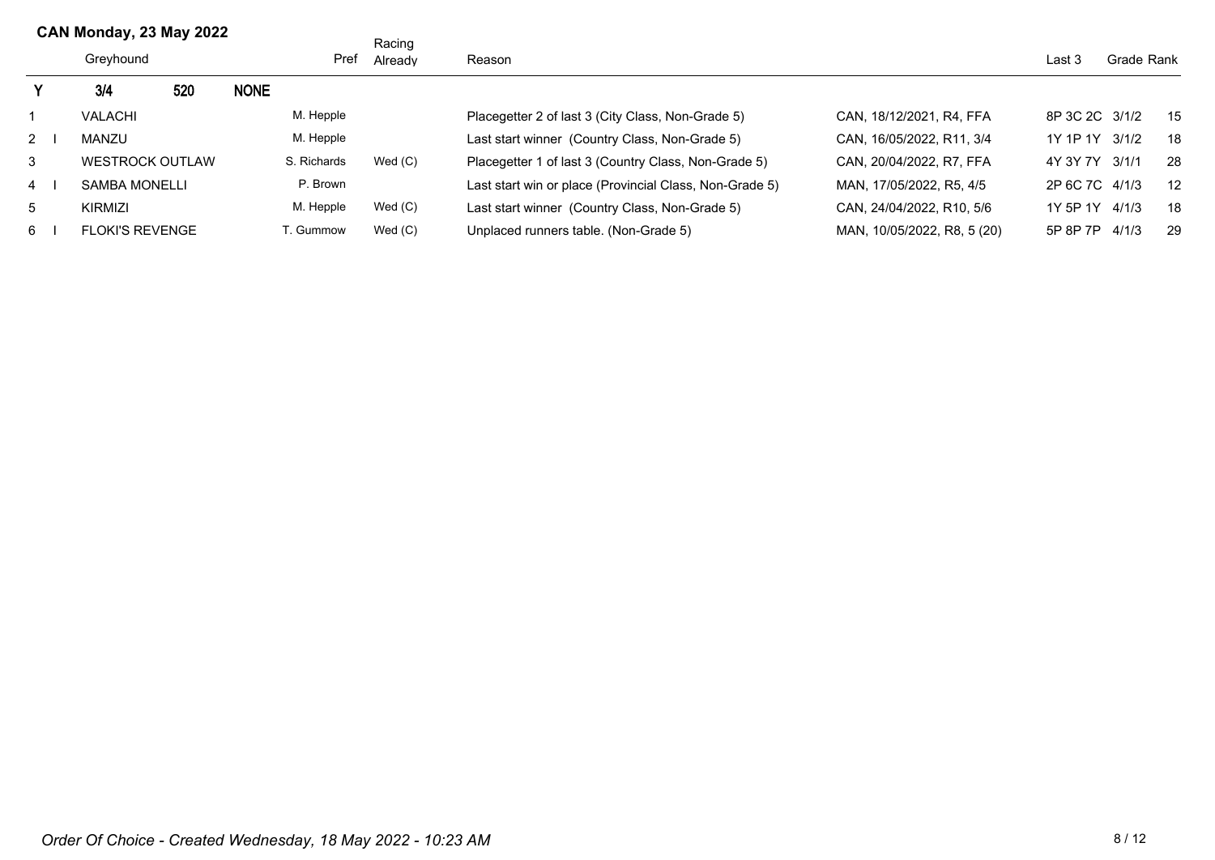## CAN Monday, 23 May 2022

| | | Greyhound | | | Pref | Racing Already | Reason | | Last 3 | Grade | Rank |
|---|---|---|---|---|---|---|---|---|---|---|---|
| Y | | 3/4 | 520 | NONE | | | | | | | |
| 1 | | VALACHI | | | M. Hepple | | Placegetter 2 of last 3 (City Class, Non-Grade 5) | CAN, 18/12/2021, R4, FFA | 8P 3C 2C | 3/1/2 | 15 |
| 2 | I | MANZU | | | M. Hepple | | Last start winner (Country Class, Non-Grade 5) | CAN, 16/05/2022, R11, 3/4 | 1Y 1P 1Y | 3/1/2 | 18 |
| 3 | | WESTROCK OUTLAW | | | S. Richards | Wed (C) | Placegetter 1 of last 3 (Country Class, Non-Grade 5) | CAN, 20/04/2022, R7, FFA | 4Y 3Y 7Y | 3/1/1 | 28 |
| 4 | I | SAMBA MONELLI | | | P. Brown | | Last start win or place (Provincial Class, Non-Grade 5) | MAN, 17/05/2022, R5, 4/5 | 2P 6C 7C | 4/1/3 | 12 |
| 5 | | KIRMIZI | | | M. Hepple | Wed (C) | Last start winner (Country Class, Non-Grade 5) | CAN, 24/04/2022, R10, 5/6 | 1Y 5P 1Y | 4/1/3 | 18 |
| 6 | I | FLOKI'S REVENGE | | | T. Gummow | Wed (C) | Unplaced runners table. (Non-Grade 5) | MAN, 10/05/2022, R8, 5 (20) | 5P 8P 7P | 4/1/3 | 29 |

*Order Of Choice - Created Wednesday, 18 May 2022 - 10:23 AM*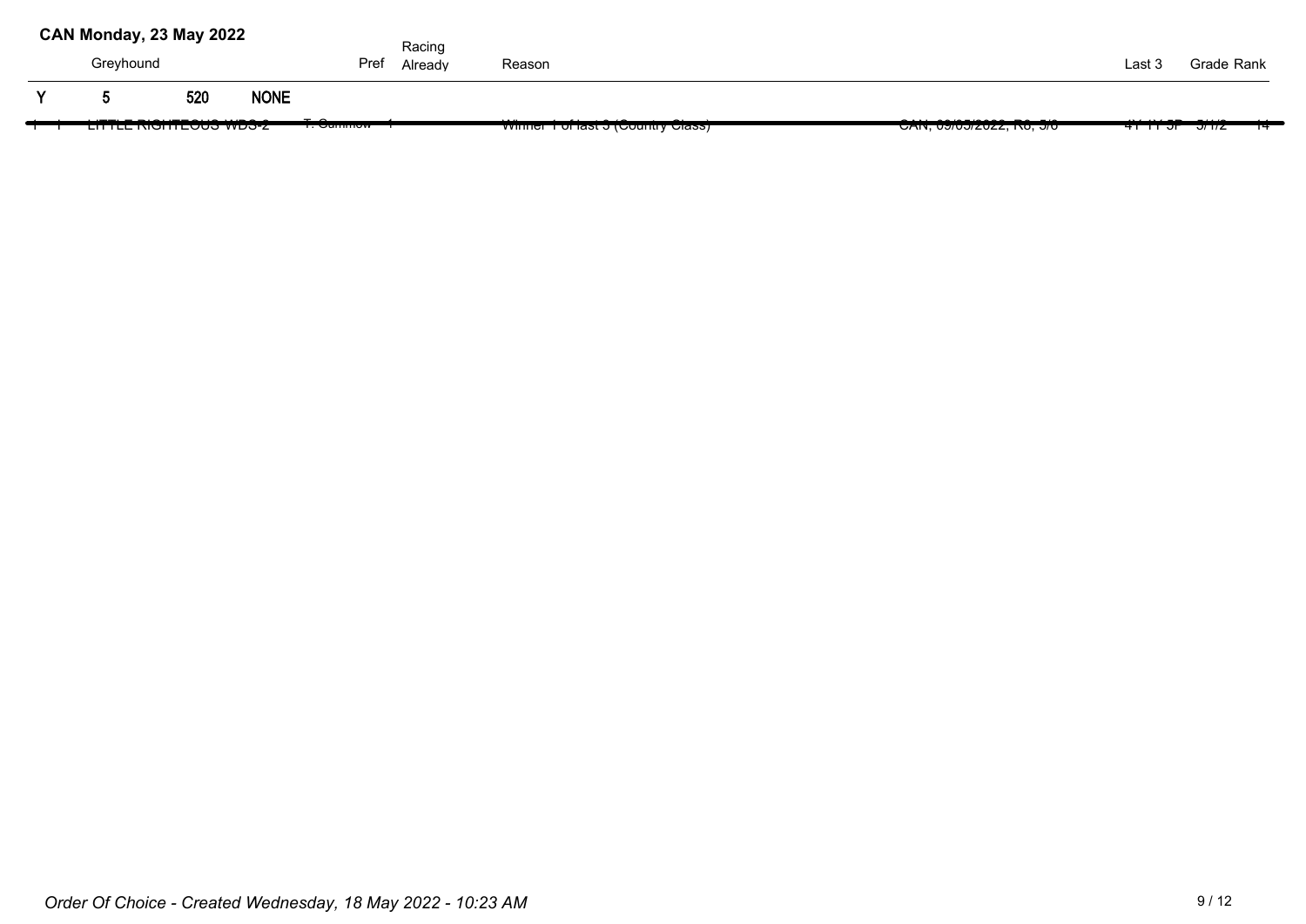## CAN Monday, 23 May 2022

| | | Greyhound | | Pref | Racing Already | Reason | | Last 3 | Grade | Rank |
|---|---|---|---|---|---|---|---|---|---|---|
| Y | 5 | 520 | NONE | | | | | | | |
| 1 | 1 | LITTLE RIGHTEOUS WBS-2 | T. Cummow | 1 | | Winner 1 of last 3 (Country Class) | CAN, 09/05/2022, R8, 5/8 | 4Y 1Y 5P | 5/1/2 | 14 |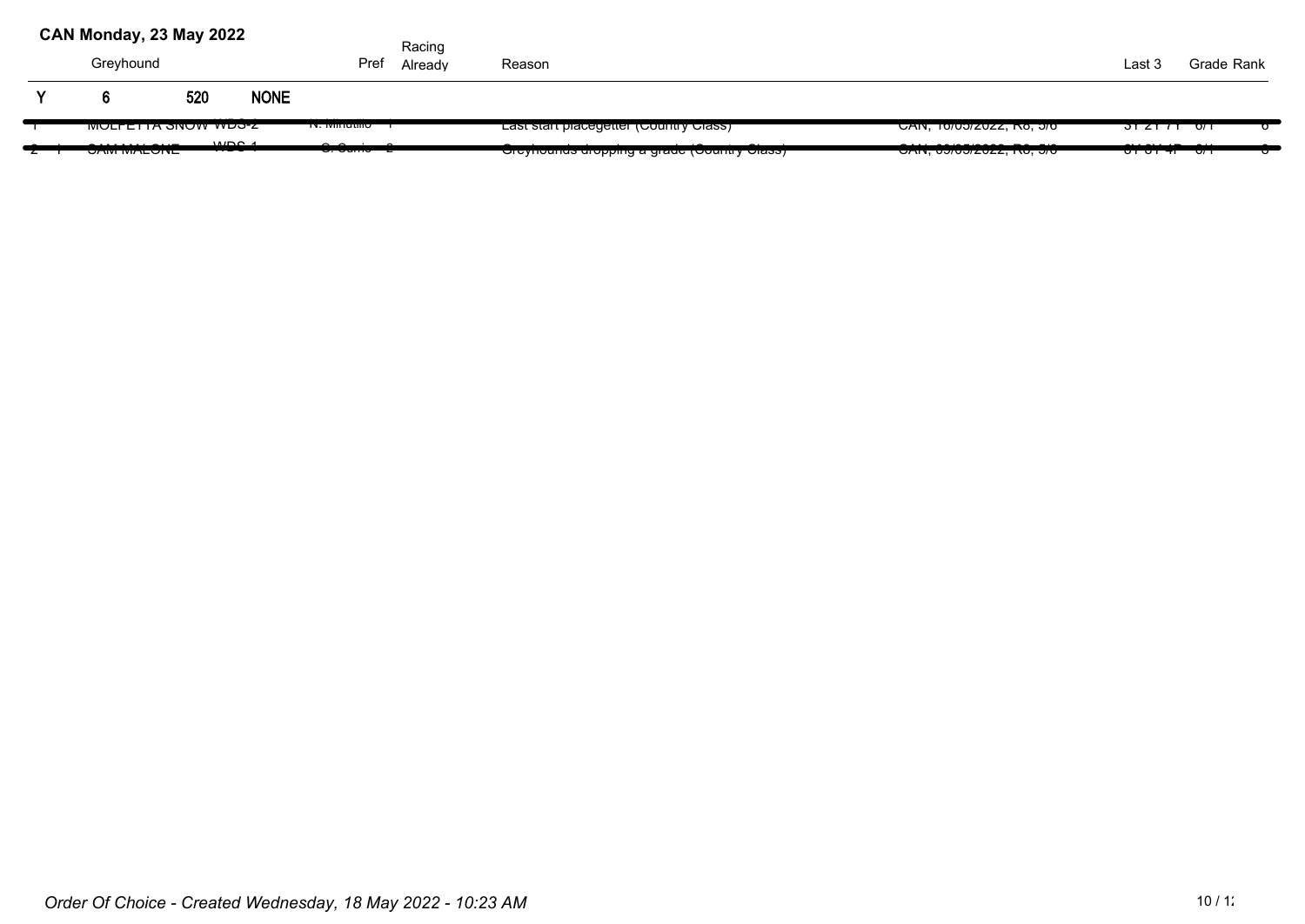**CAN Monday, 23 May 2022**

| | | Greyhound | | Pref | Racing Already | Reason | | Last 3 | Grade | Rank |
|---|---|---|---|---|---|---|---|---|---|---|
| **Y** | **6** | **520** | **NONE** | | | | | | | |
| 1 | | MOLFETTA SNOW | WDS-2 | N. Minutillo | 1 | Last start placegetter (Country Class) | CAN, 16/05/2022, R8, 5/6 | 3T 2T 7T | 6/1 | 6 |
| 2 | 1 | SAM MALONE | WDS-1 | C. Sarris | 2 | Greyhounds dropping a grade (Country Class) | CAN, 09/05/2022, R8, 5/6 | 6T 6T 4F | 6/1 | 6 |

*Order Of Choice - Created Wednesday, 18 May 2022 - 10:23 AM*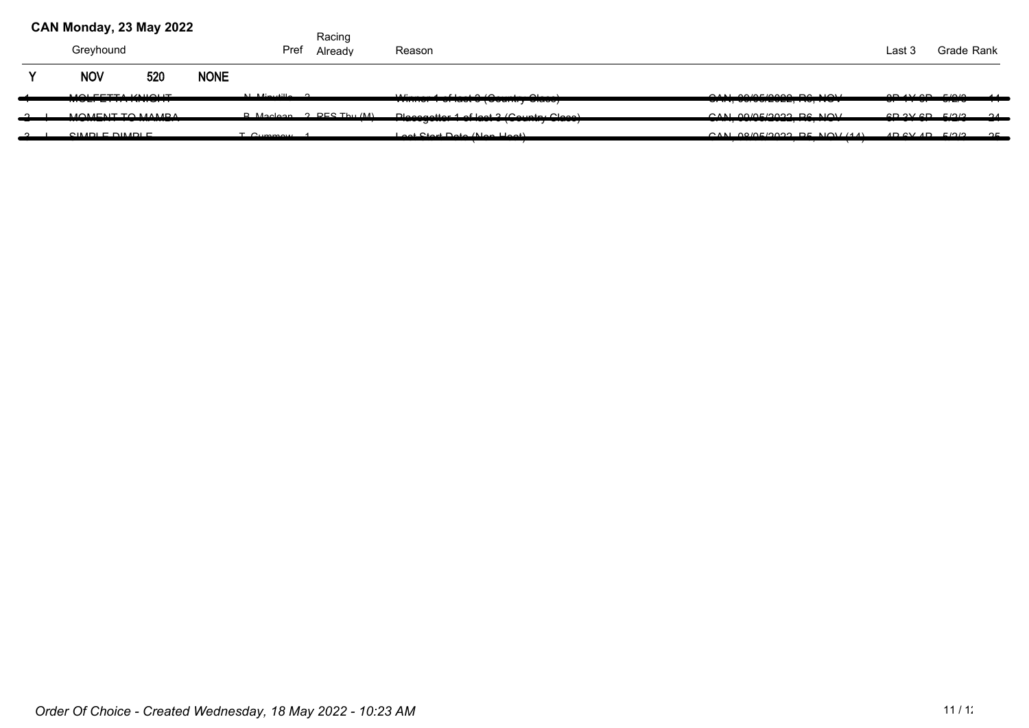**CAN Monday, 23 May 2022**

| | Greyhound | | | Pref | Racing Already | Reason | | Last 3 | Grade | Rank |
|---|---|---|---|---|---|---|---|---|---|---|
| **Y** | **NOV** | **520** | **NONE** | | | | | | | |
| ~~1~~ | ~~MOLFETTA KNIGHT~~ | | | ~~N. Minutillo~~ | ~~2~~ | ~~Winner 1 of last 3 (Country Class)~~ | ~~CAN, 09/05/2022, R6, NOV~~ | ~~8P 1Y 6P~~ | ~~5/2/3~~ | ~~14~~ |
| ~~2~~ | ~~I MOMENT TO MAMBA~~ | | | ~~B. Maclean~~ | ~~2 RES Thu (M)~~ | ~~Placegetter 1 of last 3 (Country Class)~~ | ~~CAN, 09/05/2022, R6, NOV~~ | ~~6P 3Y 6P~~ | ~~5/2/3~~ | ~~24~~ |
| ~~3~~ | ~~I SIMPLE DIMPLE~~ | | | ~~T. Cummow~~ | ~~1~~ | ~~Last Start Date (Non Heat)~~ | ~~CAN, 08/05/2022, R5, NOV (11)~~ | ~~4P 6Y 4P~~ | ~~5/2/3~~ | ~~25~~ |

*Order Of Choice - Created Wednesday, 18 May 2022 - 10:23 AM*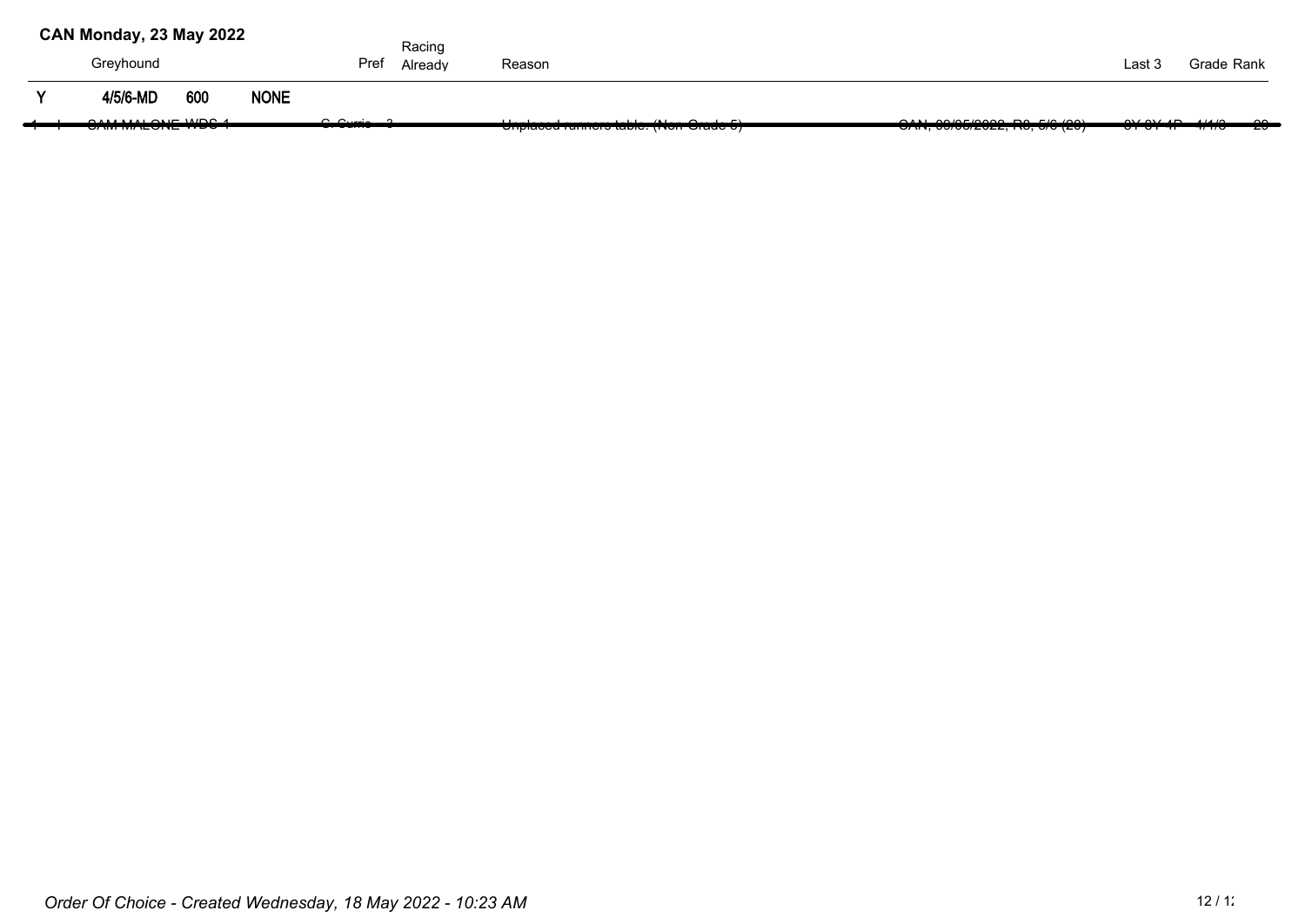**CAN Monday, 23 May 2022**

| | | Greyhound | | | Pref | Racing Already | Reason | | Last 3 | Grade | Rank |
|---|---|---|---|---|---|---|---|---|---|---|---|
| **Y** | | **4/5/6-MD** | **600** | **NONE** | | | | | | | |
| ~~1~~ | ~~I~~ | ~~SAM MALONE~~ | ~~WDS-1~~ | | ~~C. Currie~~ ~~3~~ | | ~~Unplaced runners table. (Non Grade 5)~~ | ~~CAN, 09/05/2022, R8, 5/6 (20)~~ | ~~8Y 3Y 1P~~ | ~~4/1/3~~ | ~~20~~ |

*Order Of Choice - Created Wednesday, 18 May 2022 - 10:23 AM*